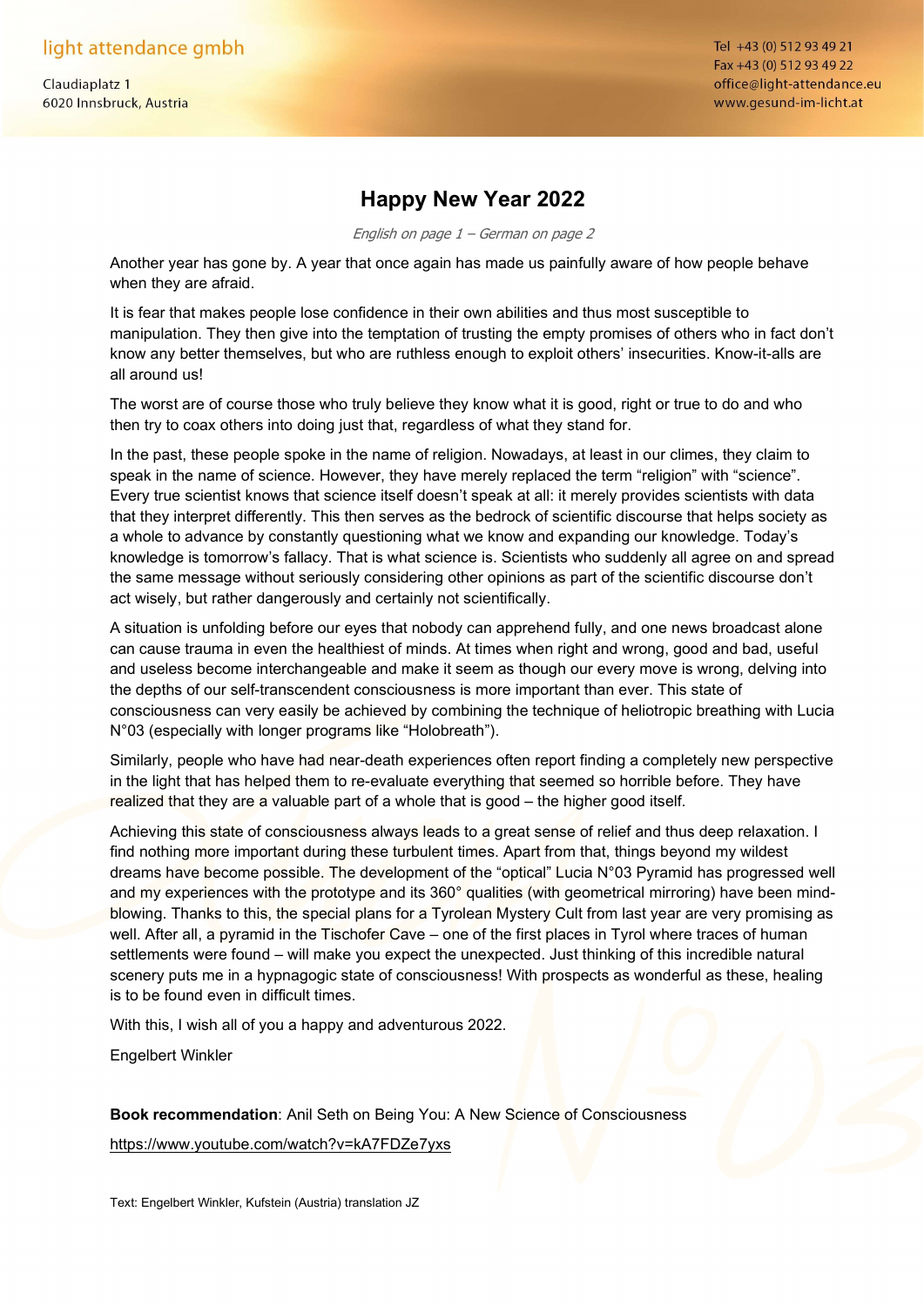light attendance gmbh

Claudiaplatz 1
6020 Innsbruck, Austria

Tel +43 (0) 512 93 49 21
Fax +43 (0) 512 93 49 22
office@light-attendance.eu
www.gesund-im-licht.at

# Happy New Year 2022

*English on page 1 – German on page 2*

Another year has gone by. A year that once again has made us painfully aware of how people behave when they are afraid.

It is fear that makes people lose confidence in their own abilities and thus most susceptible to manipulation. They then give into the temptation of trusting the empty promises of others who in fact don't know any better themselves, but who are ruthless enough to exploit others' insecurities. Know-it-alls are all around us!

The worst are of course those who truly believe they know what it is good, right or true to do and who then try to coax others into doing just that, regardless of what they stand for.

In the past, these people spoke in the name of religion. Nowadays, at least in our climes, they claim to speak in the name of science. However, they have merely replaced the term "religion" with "science". Every true scientist knows that science itself doesn't speak at all: it merely provides scientists with data that they interpret differently. This then serves as the bedrock of scientific discourse that helps society as a whole to advance by constantly questioning what we know and expanding our knowledge. Today's knowledge is tomorrow's fallacy. That is what science is. Scientists who suddenly all agree on and spread the same message without seriously considering other opinions as part of the scientific discourse don't act wisely, but rather dangerously and certainly not scientifically.

A situation is unfolding before our eyes that nobody can apprehend fully, and one news broadcast alone can cause trauma in even the healthiest of minds. At times when right and wrong, good and bad, useful and useless become interchangeable and make it seem as though our every move is wrong, delving into the depths of our self-transcendent consciousness is more important than ever. This state of consciousness can very easily be achieved by combining the technique of heliotropic breathing with Lucia N°03 (especially with longer programs like "Holobreath").

Similarly, people who have had near-death experiences often report finding a completely new perspective in the light that has helped them to re-evaluate everything that seemed so horrible before. They have realized that they are a valuable part of a whole that is good – the higher good itself.

Achieving this state of consciousness always leads to a great sense of relief and thus deep relaxation. I find nothing more important during these turbulent times. Apart from that, things beyond my wildest dreams have become possible. The development of the "optical" Lucia N°03 Pyramid has progressed well and my experiences with the prototype and its 360° qualities (with geometrical mirroring) have been mind-blowing. Thanks to this, the special plans for a Tyrolean Mystery Cult from last year are very promising as well. After all, a pyramid in the Tischofer Cave – one of the first places in Tyrol where traces of human settlements were found – will make you expect the unexpected. Just thinking of this incredible natural scenery puts me in a hypnagogic state of consciousness! With prospects as wonderful as these, healing is to be found even in difficult times.

With this, I wish all of you a happy and adventurous 2022.

Engelbert Winkler

**Book recommendation**: Anil Seth on Being You: A New Science of Consciousness

https://www.youtube.com/watch?v=kA7FDZe7yxs

Text: Engelbert Winkler, Kufstein (Austria) translation JZ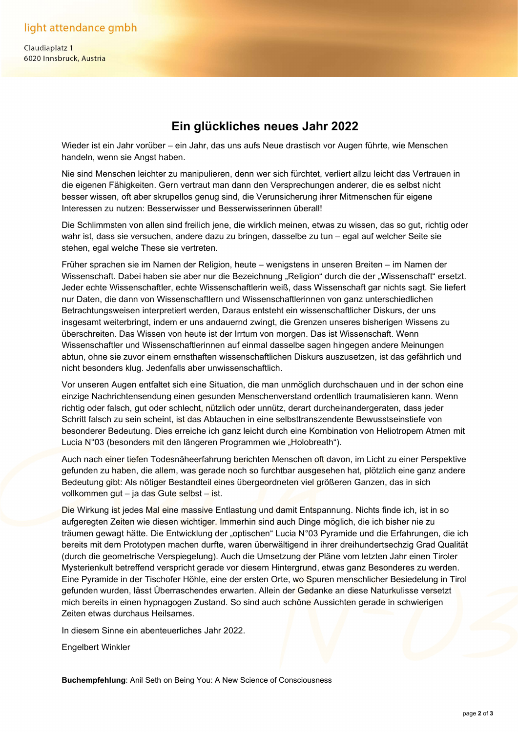light attendance gmbh

Claudiaplatz 1
6020 Innsbruck, Austria

# Ein glückliches neues Jahr 2022

Wieder ist ein Jahr vorüber – ein Jahr, das uns aufs Neue drastisch vor Augen führte, wie Menschen handeln, wenn sie Angst haben.

Nie sind Menschen leichter zu manipulieren, denn wer sich fürchtet, verliert allzu leicht das Vertrauen in die eigenen Fähigkeiten. Gern vertraut man dann den Versprechungen anderer, die es selbst nicht besser wissen, oft aber skrupellos genug sind, die Verunsicherung ihrer Mitmenschen für eigene Interessen zu nutzen: Besserwisser und Besserwisserinnen überall!

Die Schlimmsten von allen sind freilich jene, die wirklich meinen, etwas zu wissen, das so gut, richtig oder wahr ist, dass sie versuchen, andere dazu zu bringen, dasselbe zu tun – egal auf welcher Seite sie stehen, egal welche These sie vertreten.

Früher sprachen sie im Namen der Religion, heute – wenigstens in unseren Breiten – im Namen der Wissenschaft. Dabei haben sie aber nur die Bezeichnung „Religion" durch die der „Wissenschaft" ersetzt. Jeder echte Wissenschaftler, echte Wissenschaftlerin weiß, dass Wissenschaft gar nichts sagt. Sie liefert nur Daten, die dann von Wissenschaftlern und Wissenschaftlerinnen von ganz unterschiedlichen Betrachtungsweisen interpretiert werden, Daraus entsteht ein wissenschaftlicher Diskurs, der uns insgesamt weiterbringt, indem er uns andauernd zwingt, die Grenzen unseres bisherigen Wissens zu überschreiten. Das Wissen von heute ist der Irrtum von morgen. Das ist Wissenschaft. Wenn Wissenschaftler und Wissenschaftlerinnen auf einmal dasselbe sagen hingegen andere Meinungen abtun, ohne sie zuvor einem ernsthaften wissenschaftlichen Diskurs auszusetzen, ist das gefährlich und nicht besonders klug. Jedenfalls aber unwissenschaftlich.

Vor unseren Augen entfaltet sich eine Situation, die man unmöglich durchschauen und in der schon eine einzige Nachrichtensendung einen gesunden Menschenverstand ordentlich traumatisieren kann. Wenn richtig oder falsch, gut oder schlecht, nützlich oder unnütz, derart durcheinandergeraten, dass jeder Schritt falsch zu sein scheint, ist das Abtauchen in eine selbsttranszendente Bewusstseinstiefe von besonderer Bedeutung. Dies erreiche ich ganz leicht durch eine Kombination von Heliotropem Atmen mit Lucia N°03 (besonders mit den längeren Programmen wie „Holobreath").

Auch nach einer tiefen Todesnäheerfahrung berichten Menschen oft davon, im Licht zu einer Perspektive gefunden zu haben, die allem, was gerade noch so furchtbar ausgesehen hat, plötzlich eine ganz andere Bedeutung gibt: Als nötiger Bestandteil eines übergeordneten viel größeren Ganzen, das in sich vollkommen gut – ja das Gute selbst – ist.

Die Wirkung ist jedes Mal eine massive Entlastung und damit Entspannung. Nichts finde ich, ist in so aufgeregten Zeiten wie diesen wichtiger. Immerhin sind auch Dinge möglich, die ich bisher nie zu träumen gewagt hätte. Die Entwicklung der „optischen" Lucia N°03 Pyramide und die Erfahrungen, die ich bereits mit dem Prototypen machen durfte, waren überwältigend in ihrer dreihundertsechzig Grad Qualität (durch die geometrische Verspiegelung). Auch die Umsetzung der Pläne vom letzten Jahr einen Tiroler Mysterienkult betreffend verspricht gerade vor diesem Hintergrund, etwas ganz Besonderes zu werden. Eine Pyramide in der Tischofer Höhle, eine der ersten Orte, wo Spuren menschlicher Besiedelung in Tirol gefunden wurden, lässt Überraschendes erwarten. Allein der Gedanke an diese Naturkulisse versetzt mich bereits in einen hypnagogen Zustand. So sind auch schöne Aussichten gerade in schwierigen Zeiten etwas durchaus Heilsames.

In diesem Sinne ein abenteuerliches Jahr 2022.

Engelbert Winkler

**Buchempfehlung**: Anil Seth on Being You: A New Science of Consciousness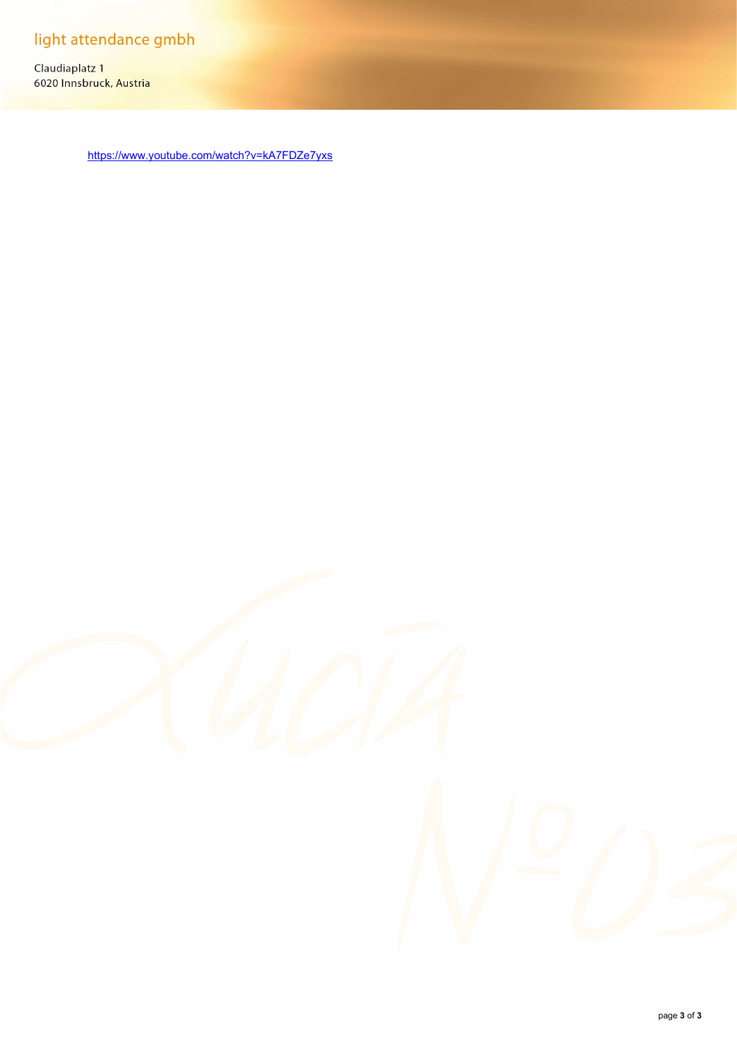https://www.youtube.com/watch?v=kA7FDZe7yxs